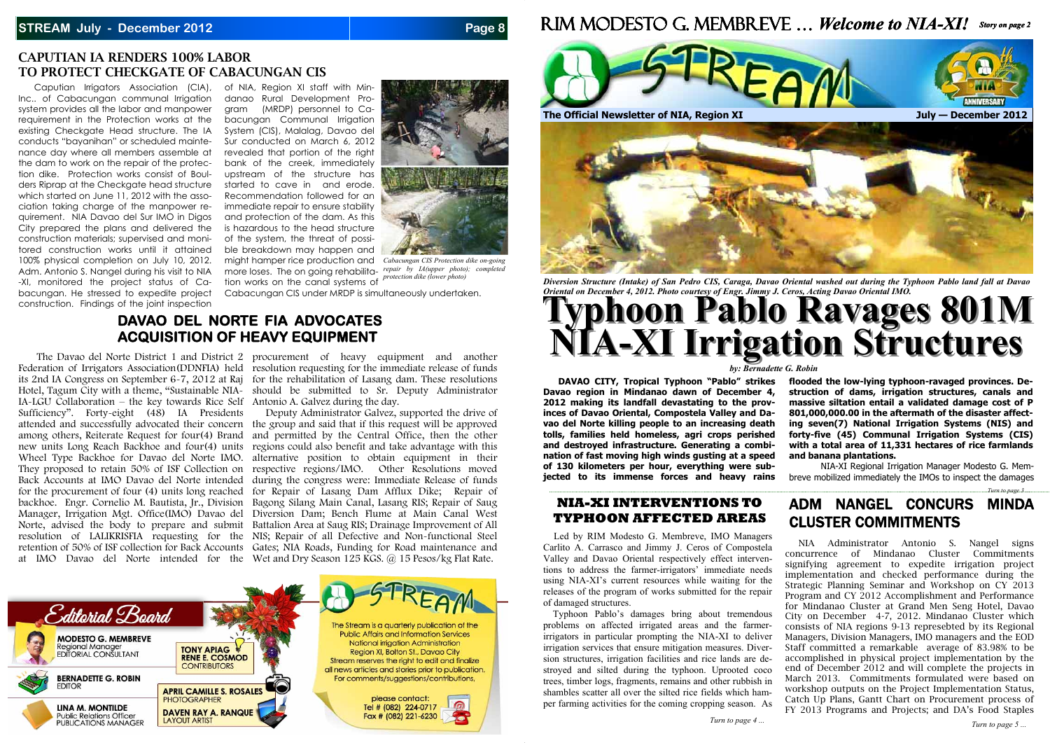## CAPUTIAN IA RENDERS 100% LABOR TO PROTECT CHECKGATE OF CABACUNGAN CIS

Caputian Irrigators Association (CIA), Inc.. of Cabacungan communal irrigation system provides all the labor and manpower requirement in the Protection works at the existing Checkgate Head structure. The IA conducts "bayanihan" or scheduled maintenance day where all members assemble at the dam to work on the repair of the protection dike. Protection works consist of Boulders Riprap at the Checkgate head structure which started on June 11, 2012 with the association taking charge of the manpower requirement. NIA Davao del Sur IMO in Digos City prepared the plans and delivered the construction materials; supervised and monitored construction works until it attained 100% physical completion on July 10, 2012. Adm. Antonio S. Nangel during his visit to NIA-XI, monitored the project status of Cabacungan. He stressed to expedite project construction. Findings of the joint inspection of NIA, Region XI staff with Mindanao Rural Development Program (MRDP) personnel to Cabacungan Communal Irrigation System (CIS), Malalag, Davao del Sur conducted on March 6, 2012 revealed that portion of the right bank of the creek, immediately upstream of the structure has started to cave in and erode. Recommendation followed for an immediate repair to ensure stability and protection of the dam. As this is hazardous to the head structure of the system, the threat of possible breakdown may happen and might hamper rice production and more loses. The on going rehabilitation works on the canal systems of Cabacungan CIS under MRDP is simultaneously undertaken.

*Cabacungan CIS Protection dike on-going repair by IA(upper photo); completed protection dike (lower photo)*

## DAVAO DEL NORTE FIA ADVOCATES ACQUISITION OF HEAVY EQUIPMENT

The Davao del Norte District 1 and District 2 Federation of Irrigators Association(DDNFIA) held its 2nd IA Congress on September 6-7, 2012 at Raj Hotel, Tagum City with a theme, "Sustainable NIA-IA-LGU Collaboration – the key towards Rice Self Sufficiency". Forty-eight (48) IA Presidents attended and successfully advocated their concern among others, Reiterate Request for four(4) Brand new units Long Reach Backhoe and four(4) units Wheel Type Backhoe for Davao del Norte IMO. They proposed to retain 50% of ISF Collection on Back Accounts at IMO Davao del Norte intended for the procurement of four (4) units long reached backhoe. Engr. Cornelio M. Bautista, Jr., Division Manager, Irrigation Mgt. Office(IMO) Davao del Norte, advised the body to prepare and submit resolution of LALIKRISFIA requesting for the retention of 50% of ISF collection for Back Accounts at IMO Davao del Norte intended for the procurement of heavy equipment and another resolution requesting for the immediate release of funds for the rehabilitation of Lasang dam. These resolutions should be submitted to Sr. Deputy Administrator Antonio A. Galvez during the day.

Deputy Administrator Galvez, supported the drive of the group and said that if this request will be approved and permitted by the Central Office, then the other regions could also benefit and take advantage with this alternative position to obtain equipment in their respective regions/IMO. Other Resolutions moved during the congress were: Immediate Release of funds for Repair of Lasang Dam Afflux Dike; Repair of Bagong Silang Main Canal, Lasang RIS; Repair of Saug Diversion Dam; Bench Flume at Main Canal West Battalion Area at Saug RIS; Drainage Improvement of All NIS; Repair of all Defective and Non-functional Steel Gates; NIA Roads, Funding for Road maintenance and Wet and Dry Season 125 KGS. @ 15 Pesos/kg Flat Rate.

### Editorial Board

**MODESTO G. MEMBREVE**
Regional Manager
EDITORIAL CONSULTANT

**BERNADETTE G. ROBIN**
EDITOR

**LINA M. MONTILDE**
Public Relations Officer
PUBLICATIONS MANAGER

**TONY APIAG**
**RENE E. COSMOD**
CONTRIBUTORS

**APRIL CAMILLE S. ROSALES**
PHOTOGRAPHER

**DAVEN RAY A. RANQUE**
LAYOUT ARTIST

STREAM

The Stream is a quarterly publication of the Public Affairs and Information Services National Irrigation Administration Region XI, Bolton St., Davao City
Stream reserves the right to edit and finalize all news articles and stories prior to publication. For comments/suggestions/contributions,

please contact:
Tel # (082) 224-0717
Fax # (082) 221-6230

RIM MODESTO G. MEMBREVE ... *Welcome to NIA-XI!* *Story on page 2*

# STREAM

**The Official Newsletter of NIA, Region XI** — **July — December 2012**

*Diversion Structure (Intake) of San Pedro CIS, Caraga, Davao Oriental washed out during the Typhoon Pablo land fall at Davao Oriental on December 4, 2012. Photo courtesy of Engr. Jimmy J. Ceros, Acting Davao Oriental IMO.*

# Typhoon Pablo Ravages 801M NIA-XI Irrigation Structures

*by: Bernadette G. Robin*

**DAVAO CITY, Tropical Typhoon "Pablo" strikes Davao region in Mindanao dawn of December 4, 2012 making its landfall devastating to the provinces of Davao Oriental, Compostela Valley and Davao del Norte killing people to an increasing death tolls, families held homeless, agri crops perished and destroyed infrastructure. Generating a combination of fast moving high winds gusting at a speed of 130 kilometers per hour, everything were subjected to its immense forces and heavy rains flooded the low-lying typhoon-ravaged provinces. Destruction of dams, irrigation structures, canals and massive siltation entail a validated damage cost of P 801,000,000.00 in the aftermath of the disaster affecting seven(7) National Irrigation Systems (NIS) and forty-five (45) Communal Irrigation Systems (CIS) with a total area of 11,331 hectares of rice farmlands and banana plantations.**

NIA-XI Regional Irrigation Manager Modesto G. Membreve mobilized immediately the IMOs to inspect the damages

*Turn to page 3*

## NIA-XI INTERVENTIONS TO TYPHOON AFFECTED AREAS

Led by RIM Modesto G. Membreve, IMO Managers Carlito A. Carrasco and Jimmy J. Ceros of Compostela Valley and Davao Oriental respectively effect interventions to address the farmer-irrigators' immediate needs using NIA-XI's current resources while waiting for the releases of the program of works submitted for the repair of damaged structures.

Typhoon Pablo's damages bring about tremendous problems on affected irrigated areas and the farmer-irrigators in particular prompting the NIA-XI to deliver irrigation services that ensure mitigation measures. Diversion structures, irrigation facilities and rice lands are destroyed and silted during the typhoon. Uprooted coco trees, timber logs, fragments, remains and other rubbish in shambles scatter all over the silted rice fields which hamper farming activities for the coming cropping season. As

*Turn to page 4 ...*

## ADM NANGEL CONCURS MINDA CLUSTER COMMITMENTS

NIA Administrator Antonio S. Nangel signs concurrence of Mindanao Cluster Commitments signifying agreement to expedite irrigation project implementation and checked performance during the Strategic Planning Seminar and Workshop on CY 2013 Program and CY 2012 Accomplishment and Performance for Mindanao Cluster at Grand Men Seng Hotel, Davao City on December 4-7, 2012. Mindanao Cluster which consists of NIA regions 9-13 represebted by its Regional Managers, Division Managers, IMO managers and the EOD Staff committed a remarkable average of 83.98% to be accomplished in physical project implementation by the end of December 2012 and will complete the projects in March 2013. Commitments formulated were based on workshop outputs on the Project Implementation Status, Catch Up Plans, Gantt Chart on Procurement process of FY 2013 Programs and Projects; and DA's Food Staples

*Turn to page 5 ...*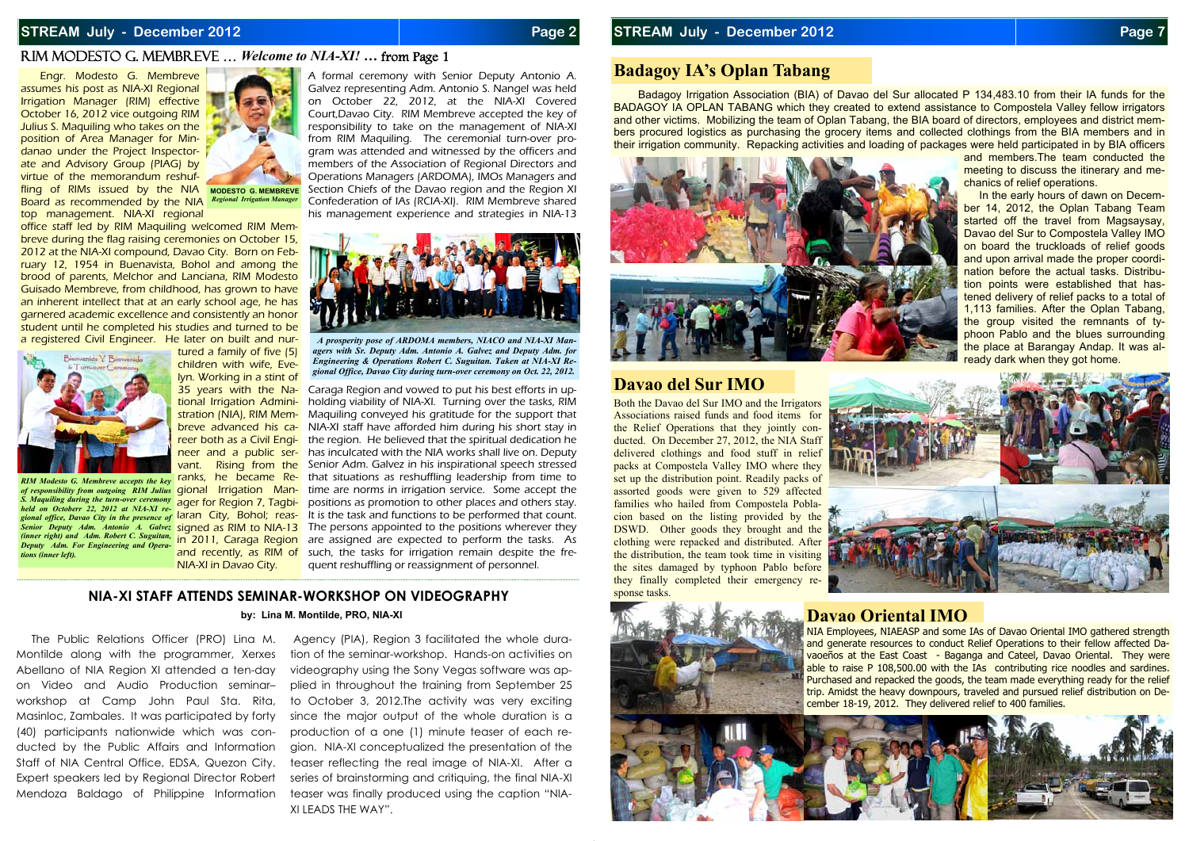## RIM MODESTO G. MEMBREVE … *Welcome to NIA-XI!* … from Page 1

Engr. Modesto G. Membreve assumes his post as NIA-XI Regional Irrigation Manager (RIM) effective October 16, 2012 vice outgoing RIM Julius S. Maquiling who takes on the position of Area Manager for Mindanao under the Project Inspectorate and Advisory Group (PIAG) by virtue of the memorandum reshuffling of RIMs issued by the NIA Board as recommended by the NIA top management. NIA-XI regional office staff led by RIM Maquiling welcomed RIM Membreve during the flag raising ceremonies on October 15, 2012 at the NIA-XI compound, Davao City. Born on February 12, 1954 in Buenavista, Bohol and among the brood of parents, Melchor and Lanciana, RIM Modesto Guisado Membreve, from childhood, has grown to have an inherent intellect that at an early school age, he has garnered academic excellence and consistently an honor student until he completed his studies and turned to be a registered Civil Engineer. He later on built and nurtured a family of five (5) children with wife, Evelyn. Working in a stint of 35 years with the National Irrigation Administration (NIA), RIM Membreve advanced his career both as a Civil Engineer and a public servant. Rising from the ranks, he became Regional Irrigation Manager for Region 7, Tagbilaran City, Bohol; reassigned as RIM to NIA-13 in 2011, Caraga Region and recently, as RIM of NIA-XI in Davao City.

**MODESTO G. MEMBREVE**
*Regional Irrigation Manager*

*RIM Modesto G. Membreve accepts the key of responsibility from outgoing RIM Julius S. Maquiling during the turn-over ceremony held on October 22, 2012 at NIA-XI regional office, Davao City in the presence of Senior Deputy Adm. Antonio A. Galvez (inner right) and Adm. Robert C. Suguitan, Deputy Adm. For Engineering and Operations (inner left).*

A formal ceremony with Senior Deputy Antonio A. Galvez representing Adm. Antonio S. Nangel was held on October 22, 2012, at the NIA-XI Covered Court,Davao City. RIM Membreve accepted the key of responsibility to take on the management of NIA-XI from RIM Maquiling. The ceremonial turn-over program was attended and witnessed by the officers and members of the Association of Regional Directors and Operations Managers (ARDOMA), IMOs Managers and Section Chiefs of the Davao region and the Region XI Confederation of IAs (RCIA-XI). RIM Membreve shared his management experience and strategies in NIA-13 Caraga Region and vowed to put his best efforts in upholding viability of NIA-XI. Turning over the tasks, RIM Maquiling conveyed his gratitude for the support that NIA-XI staff have afforded him during his short stay in the region. He believed that the spiritual dedication he has inculcated with the NIA works shall live on. Deputy Senior Adm. Galvez in his inspirational speech stressed that situations as reshuffling leadership from time to time are norms in irrigation service. Some accept the positions as promotion to other places and others stay. It is the task and functions to be performed that count. The persons appointed to the positions wherever they are assigned are expected to perform the tasks. As such, the tasks for irrigation remain despite the frequent reshuffling or reassignment of personnel.

*A prosperity pose of ARDOMA members, NIACO and NIA-XI Managers with Sr. Deputy Adm. Antonio A. Galvez and Deputy Adm. for Engineering & Operations Robert C. Suguitan. Taken at NIA-XI Regional Office, Davao City during turn-over ceremony on Oct. 22, 2012.*

## NIA-XI STAFF ATTENDS SEMINAR-WORKSHOP ON VIDEOGRAPHY

**by: Lina M. Montilde, PRO, NIA-XI**

The Public Relations Officer (PRO) Lina M. Montilde along with the programmer, Xerxes Abellano of NIA Region XI attended a ten-day on Video and Audio Production seminar–workshop at Camp John Paul Sta. Rita, Masinloc, Zambales. It was participated by forty (40) participants nationwide which was conducted by the Public Affairs and Information Staff of NIA Central Office, EDSA, Quezon City. Expert speakers led by Regional Director Robert Mendoza Baldago of Philippine Information Agency (PIA), Region 3 facilitated the whole duration of the seminar-workshop. Hands-on activities on videography using the Sony Vegas software was applied in throughout the training from September 25 to October 3, 2012.The activity was very exciting since the major output of the whole duration is a production of a one (1) minute teaser of each region. NIA-XI conceptualized the presentation of the teaser reflecting the real image of NIA-XI. After a series of brainstorming and critiquing, the final NIA-XI teaser was finally produced using the caption "NIA-XI LEADS THE WAY".

## Badagoy IA's Oplan Tabang

Badagoy Irrigation Association (BIA) of Davao del Sur allocated P 134,483.10 from their IA funds for the BADAGOY IA OPLAN TABANG which they created to extend assistance to Compostela Valley fellow irrigators and other victims. Mobilizing the team of Oplan Tabang, the BIA board of directors, employees and district members procured logistics as purchasing the grocery items and collected clothings from the BIA members and in their irrigation community. Repacking activities and loading of packages were held participated in by BIA officers and members.The team conducted the meeting to discuss the itinerary and mechanics of relief operations.

In the early hours of dawn on December 14, 2012, the Oplan Tabang Team started off the travel from Magsaysay, Davao del Sur to Compostela Valley IMO on board the truckloads of relief goods and upon arrival made the proper coordination before the actual tasks. Distribution points were established that hastened delivery of relief packs to a total of 1,113 families. After the Oplan Tabang, the group visited the remnants of typhoon Pablo and the blues surrounding the place at Barangay Andap. It was already dark when they got home.

## Davao del Sur IMO

Both the Davao del Sur IMO and the Irrigators Associations raised funds and food items for the Relief Operations that they jointly conducted. On December 27, 2012, the NIA Staff delivered clothings and food stuff in relief packs at Compostela Valley IMO where they set up the distribution point. Readily packs of assorted goods were given to 529 affected families who hailed from Compostela Poblacion based on the listing provided by the DSWD. Other goods they brought and the clothing were repacked and distributed. After the distribution, the team took time in visiting the sites damaged by typhoon Pablo before they finally completed their emergency response tasks.

## Davao Oriental IMO

NIA Employees, NIAEASP and some IAs of Davao Oriental IMO gathered strength and generate resources to conduct Relief Operations to their fellow affected Davaoeños at the East Coast - Baganga and Cateel, Davao Oriental. They were able to raise P 108,500.00 with the IAs contributing rice noodles and sardines. Purchased and repacked the goods, the team made everything ready for the relief trip. Amidst the heavy downpours, traveled and pursued relief distribution on December 18-19, 2012. They delivered relief to 400 families.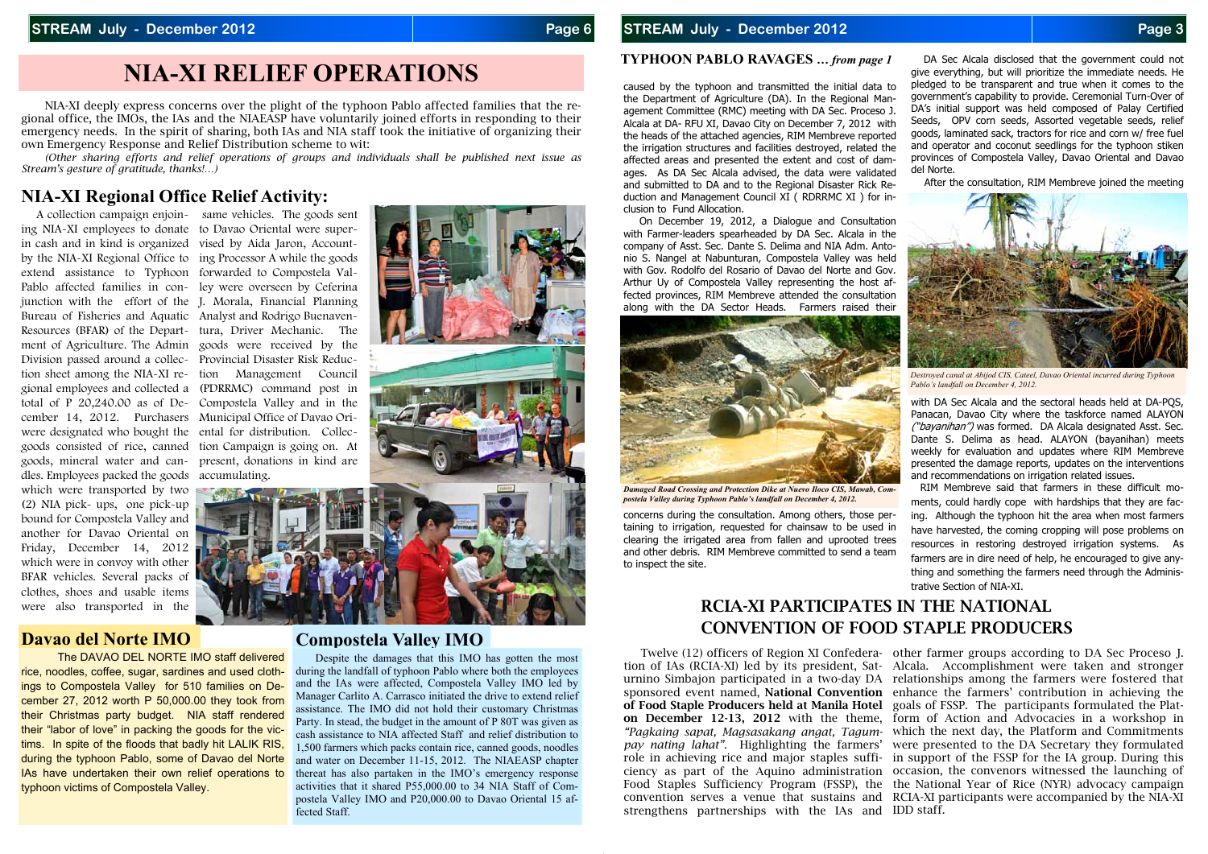# NIA-XI RELIEF OPERATIONS

NIA-XI deeply express concerns over the plight of the typhoon Pablo affected families that the regional office, the IMOs, the IAs and the NIAEASP have voluntarily joined efforts in responding to their emergency needs. In the spirit of sharing, both IAs and NIA staff took the initiative of organizing their own Emergency Response and Relief Distribution scheme to wit:

*(Other sharing efforts and relief operations of groups and individuals shall be published next issue as Stream's gesture of gratitude, thanks!...)*

## NIA-XI Regional Office Relief Activity:

A collection campaign enjoining NIA-XI employees to donate in cash and in kind is organized by the NIA-XI Regional Office to extend assistance to Typhoon Pablo affected families in conjunction with the effort of the Bureau of Fisheries and Aquatic Resources (BFAR) of the Department of Agriculture. The Admin Division passed around a collection sheet among the NIA-XI regional employees and collected a total of P 20,240.00 as of December 14, 2012. Purchasers were designated who bought the goods consisted of rice, canned goods, mineral water and candles. Employees packed the goods which were transported by two (2) NIA pick- ups, one pick-up bound for Compostela Valley and another for Davao Oriental on Friday, December 14, 2012 which were in convoy with other BFAR vehicles. Several packs of clothes, shoes and usable items were also transported in the same vehicles. The goods sent to Davao Oriental were supervised by Aida Jaron, Accounting Processor A while the goods forwarded to Compostela Valley were overseen by Ceferina J. Morala, Financial Planning Analyst and Rodrigo Buenaventura, Driver Mechanic. The goods were received by the Provincial Disaster Risk Reduction Management Council (PDRRMC) command post in Compostela Valley and in the Municipal Office of Davao Oriental for distribution. Collection Campaign is going on. At present, donations in kind are accumulating.

## Davao del Norte IMO

The DAVAO DEL NORTE IMO staff delivered rice, noodles, coffee, sugar, sardines and used clothings to Compostela Valley for 510 families on December 27, 2012 worth P 50,000.00 they took from their Christmas party budget. NIA staff rendered their "labor of love" in packing the goods for the victims. In spite of the floods that badly hit LALIK RIS, during the typhoon Pablo, some of Davao del Norte IAs have undertaken their own relief operations to typhoon victims of Compostela Valley.

## Compostela Valley IMO

Despite the damages that this IMO has gotten the most during the landfall of typhoon Pablo where both the employees and the IAs were affected, Compostela Valley IMO led by Manager Carlito A. Carrasco initiated the drive to extend relief assistance. The IMO did not hold their customary Christmas Party. In stead, the budget in the amount of P 80T was given as cash assistance to NIA affected Staff and relief distribution to 1,500 farmers which packs contain rice, canned goods, noodles and water on December 11-15, 2012. The NIAEASP chapter thereat has also partaken in the IMO's emergency response activities that it shared P55,000.00 to 34 NIA Staff of Compostela Valley IMO and P20,000.00 to Davao Oriental 15 affected Staff.

---

### TYPHOON PABLO RAVAGES ... *from page 1*

caused by the typhoon and transmitted the initial data to the Department of Agriculture (DA). In the Regional Management Committee (RMC) meeting with DA Sec. Proceso J. Alcala at DA- RFU XI, Davao City on December 7, 2012 with the heads of the attached agencies, RIM Membreve reported the irrigation structures and facilities destroyed, related the affected areas and presented the extent and cost of damages. As DA Sec Alcala advised, the data were validated and submitted to DA and to the Regional Disaster Rick Reduction and Management Council XI ( RDRRMC XI ) for inclusion to Fund Allocation.

On December 19, 2012, a Dialogue and Consultation with Farmer-leaders spearheaded by DA Sec. Alcala in the company of Asst. Sec. Dante S. Delima and NIA Adm. Antonio S. Nangel at Nabunturan, Compostela Valley was held with Gov. Rodolfo del Rosario of Davao del Norte and Gov. Arthur Uy of Compostela Valley representing the host affected provinces, RIM Membreve attended the consultation along with the DA Sector Heads. Farmers raised their concerns during the consultation. Among others, those pertaining to irrigation, requested for chainsaw to be used in clearing the irrigated area from fallen and uprooted trees and other debris. RIM Membreve committed to send a team to inspect the site.

*Damaged Road Crossing and Protection Dike at Nuevo Iloco CIS, Mawab, Compostela Valley during Typhoon Pablo's landfall on December 4, 2012.*

DA Sec Alcala disclosed that the government could not give everything, but will prioritize the immediate needs. He pledged to be transparent and true when it comes to the government's capability to provide. Ceremonial Turn-Over of DA's initial support was held composed of Palay Certified Seeds, OPV corn seeds, Assorted vegetable seeds, relief goods, laminated sack, tractors for rice and corn w/ free fuel and operator and coconut seedlings for the typhoon stiken provinces of Compostela Valley, Davao Oriental and Davao del Norte.

After the consultation, RIM Membreve joined the meeting with DA Sec Alcala and the sectoral heads held at DA-PQS, Panacan, Davao City where the taskforce named ALAYON *("bayanihan")* was formed. DA Alcala designated Asst. Sec. Dante S. Delima as head. ALAYON (bayanihan) meets weekly for evaluation and updates where RIM Membreve presented the damage reports, updates on the interventions and recommendations on irrigation related issues.

*Destroyed canal at Abijod CIS, Cateel, Davao Oriental incurred during Typhoon Pablo's landfall on December 4, 2012.*

RIM Membreve said that farmers in these difficult moments, could hardly cope with hardships that they are facing. Although the typhoon hit the area when most farmers have harvested, the coming cropping will pose problems on resources in restoring destroyed irrigation systems. As farmers are in dire need of help, he encouraged to give anything and something the farmers need through the Administrative Section of NIA-XI.

## RCIA-XI PARTICIPATES IN THE NATIONAL CONVENTION OF FOOD STAPLE PRODUCERS

Twelve (12) officers of Region XI Confederation of IAs (RCIA-XI) led by its president, Saturnino Simbajon participated in a two-day DA sponsored event named, **National Convention of Food Staple Producers held at Manila Hotel on December 12-13, 2012** with the theme, *"Pagkaing sapat, Magsasakang angat, Tagumpay nating lahat"*. Highlighting the farmers' role in achieving rice and major staples sufficiency as part of the Aquino administration Food Staples Sufficiency Program (FSSP), the convention serves a venue that sustains and strengthens partnerships with the IAs and other farmer groups according to DA Sec Proceso J. Alcala. Accomplishment were taken and stronger relationships among the farmers were fostered that enhance the farmers' contribution in achieving the goals of FSSP. The participants formulated the Platform of Action and Advocacies in a workshop in which the next day, the Platform and Commitments were presented to the DA Secretary they formulated in support of the FSSP for the IA group. During this occasion, the convenors witnessed the launching of the National Year of Rice (NYR) advocacy campaign RCIA-XI participants were accompanied by the NIA-XI IDD staff.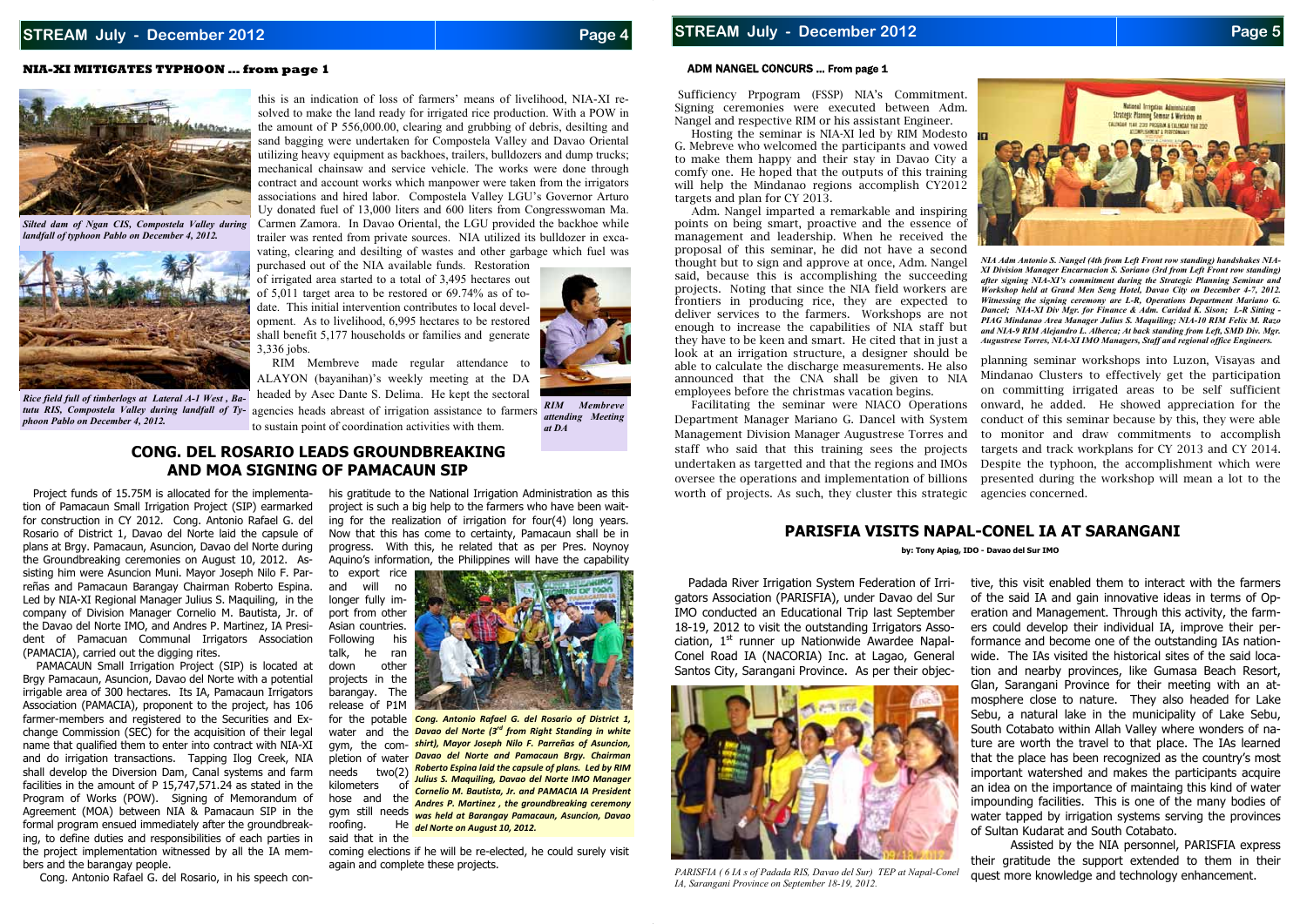#### NIA-XI MITIGATES TYPHOON ... from page 1

*Silted dam of Ngan CIS, Compostela Valley during landfall of typhoon Pablo on December 4, 2012.*

*Rice field full of timberlogs at Lateral A-1 West, Batutu RIS, Compostela Valley during landfall of Typhoon Pablo on December 4, 2012.*

this is an indication of loss of farmers' means of livelihood, NIA-XI resolved to make the land ready for irrigated rice production. With a POW in the amount of P 556,000.00, clearing and grubbing of debris, desilting and sand bagging were undertaken for Compostela Valley and Davao Oriental utilizing heavy equipment as backhoes, trailers, bulldozers and dump trucks; mechanical chainsaw and service vehicle. The works were done through contract and account works which manpower were taken from the irrigators associations and hired labor. Compostela Valley LGU's Governor Arturo Uy donated fuel of 13,000 liters and 600 liters from Congresswoman Ma. Carmen Zamora. In Davao Oriental, the LGU provided the backhoe while trailer was rented from private sources. NIA utilized its bulldozer in excavating, clearing and desilting of wastes and other garbage which fuel was purchased out of the NIA available funds. Restoration of irrigated area started to a total of 3,495 hectares out of 5,011 target area to be restored or 69.74% as of to-date. This initial intervention contributes to local development. As to livelihood, 6,995 hectares to be restored shall benefit 5,177 households or families and generate 3,336 jobs.

RIM Membreve made regular attendance to ALAYON (bayanihan)'s weekly meeting at the DA headed by Asec Dante S. Delima. He kept the sectoral agencies heads abreast of irrigation assistance to farmers to sustain point of coordination activities with them.

*RIM Membreve attending Meeting at DA*

## CONG. DEL ROSARIO LEADS GROUNDBREAKING AND MOA SIGNING OF PAMACAUN SIP

Project funds of 15.75M is allocated for the implementation of Pamacaun Small Irrigation Project (SIP) earmarked for construction in CY 2012. Cong. Antonio Rafael G. del Rosario of District 1, Davao del Norte laid the capsule of plans at Brgy. Pamacaun, Asuncion, Davao del Norte during the Groundbreaking ceremonies on August 10, 2012. Assisting him were Asuncion Muni. Mayor Joseph Nilo F. Parreñas and Pamacaun Barangay Chairman Roberto Espina. Led by NIA-XI Regional Manager Julius S. Maquiling, in the company of Division Manager Cornelio M. Bautista, Jr. of the Davao del Norte IMO, and Andres P. Martinez, IA President of Pamacaun Communal Irrigators Association (PAMACIA), carried out the digging rites.

PAMACAUN Small Irrigation Project (SIP) is located at Brgy Pamacaun, Asuncion, Davao del Norte with a potential irrigable area of 300 hectares. Its IA, Pamacaun Irrigators Association (PAMACIA), proponent to the project, has 106 farmer-members and registered to the Securities and Exchange Commission (SEC) for the acquisition of their legal name that qualified them to enter into contract with NIA-XI and do irrigation transactions. Tapping Ilog Creek, NIA shall develop the Diversion Dam, Canal systems and farm facilities in the amount of P 15,747,571.24 as stated in the Program of Works (POW). Signing of Memorandum of Agreement (MOA) between NIA & Pamacaun SIP in the formal program ensued immediately after the groundbreaking, to define duties and responsibilities of each parties in the project implementation witnessed by all the IA members and the barangay people.

Cong. Antonio Rafael G. del Rosario, in his speech conveyed his gratitude to the National Irrigation Administration as this project is such a big help to the farmers who have been waiting for the realization of irrigation for four(4) long years. Now that this has come to certainty, Pamacaun shall be in progress. With this, he related that as per Pres. Noynoy Aquino's information, the Philippines will have the capability to export rice and will no longer fully import from other Asian countries. Following his talk, he ran down other projects in the barangay. The release of P1M for the potable water and the gym, the completion of water needs two(2) kilometers of hose and the gym still needs roofing. He said that in the coming elections if he will be re-elected, he could surely visit again and complete these projects.

*Cong. Antonio Rafael G. del Rosario of District 1, Davao del Norte (3rd from Right Standing in white shirt), Mayor Joseph Nilo F. Parreñas of Asuncion, Davao del Norte and Pamacaun Brgy. Chairman Roberto Espina laid the capsule of plans. Led by RIM Julius S. Maquiling, Davao del Norte IMO Manager Cornelio M. Bautista, Jr. and PAMACIA IA President Andres P. Martinez, the groundbreaking ceremony was held at Barangay Pamacaun, Asuncion, Davao del Norte on August 10, 2012.*

#### ADM NANGEL CONCURS ... From page 1

Sufficiency Prpogram (FSSP) NIA's Commitment. Signing ceremonies were executed between Adm. Nangel and respective RIM or his assistant Engineer.

Hosting the seminar is NIA-XI led by RIM Modesto G. Mebreve who welcomed the participants and vowed to make them happy and their stay in Davao City a comfy one. He hoped that the outputs of this training will help the Mindanao regions accomplish CY2012 targets and plan for CY 2013.

Adm. Nangel imparted a remarkable and inspiring points on being smart, proactive and the essence of management and leadership. When he received the proposal of this seminar, he did not have a second thought but to sign and approve at once, Adm. Nangel said, because this is accomplishing the succeeding projects. Noting that since the NIA field workers are frontiers in producing rice, they are expected to deliver services to the farmers. Workshops are not enough to increase the capabilities of NIA staff but they have to be keen and smart. He cited that in just a look at an irrigation structure, a designer should be able to calculate the discharge measurements. He also announced that the CNA shall be given to NIA employees before the christmas vacation begins.

Facilitating the seminar were NIACO Operations Department Manager Mariano G. Dancel with System Management Division Manager Augustrese Torres and staff who said that this training sees the projects undertaken as targetted and that the regions and IMOs oversee the operations and implementation of billions worth of projects. As such, they cluster this strategic planning seminar workshops into Luzon, Visayas and Mindanao Clusters to effectively get the participation on committing irrigated areas to be self sufficient onward, he added. He showed appreciation for the conduct of this seminar because by this, they were able to monitor and draw commitments to accomplish targets and track workplans for CY 2013 and CY 2014. Despite the typhoon, the accomplishment which were presented during the workshop will mean a lot to the agencies concerned.

*NIA Adm Antonio S. Nangel (4th from Left Front row standing) handshakes NIA-XI Division Manager Encarnacion S. Soriano (3rd from Left Front row standing) after signing NIA-XI's commitment during the Strategic Planning Seminar and Workshop held at Grand Men Seng Hotel, Davao City on December 4-7, 2012. Witnessing the signing ceremony are L-R, Operations Department Mariano G. Dancel; NIA-XI Div Mgr. for Finance & Adm. Caridad K. Sison; L-R Sitting - PIAG Mindanao Area Manager Julius S. Maquiling; NIA-10 RIM Felix M. Razo and NIA-9 RIM Alejandro L. Alberca; At back standing from Left, SMD Div. Mgr. Augustrese Torres, NIA-XI IMO Managers, Staff and regional office Engineers.*

## PARISFIA VISITS NAPAL-CONEL IA AT SARANGANI

**by: Tony Apiag, IDO - Davao del Sur IMO**

Padada River Irrigation System Federation of Irrigators Association (PARISFIA), under Davao del Sur IMO conducted an Educational Trip last September 18-19, 2012 to visit the outstanding Irrigators Association, 1st runner up Nationwide Awardee Napal-Conel Road IA (NACORIA) Inc. at Lagao, General Santos City, Sarangani Province. As per their objective, this visit enabled them to interact with the farmers of the said IA and gain innovative ideas in terms of Operation and Management. Through this activity, the farmers could develop their individual IA, improve their performance and become one of the outstanding IAs nationwide. The IAs visited the historical sites of the said location and nearby provinces, like Gumasa Beach Resort, Glan, Sarangani Province for their meeting with an atmosphere close to nature. They also headed for Lake Sebu, a natural lake in the municipality of Lake Sebu, South Cotabato within Allah Valley where wonders of nature are worth the travel to that place. The IAs learned that the place has been recognized as the country's most important watershed and makes the participants acquire an idea on the importance of maintaing this kind of water impounding facilities. This is one of the many bodies of water tapped by irrigation systems serving the provinces of Sultan Kudarat and South Cotabato.

*PARISFIA ( 6 IA s of Padada RIS, Davao del Sur) TEP at Napal-Conel IA, Sarangani Province on September 18-19, 2012.*

Assisted by the NIA personnel, PARISFIA express their gratitude the support extended to them in their quest more knowledge and technology enhancement.